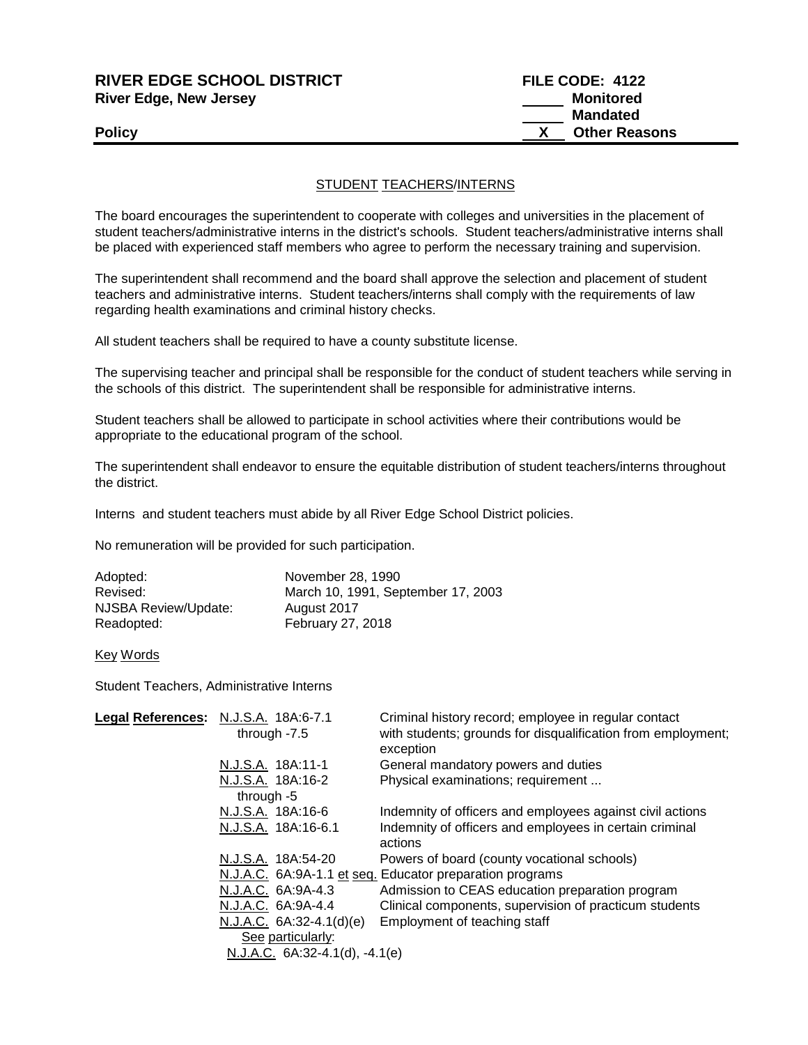**RIVER EDGE SCHOOL DISTRICT** **FILE CODE: 4122**
**River Edge, New Jersey**

_____ **Monitored**
_____ **Mandated**
**Policy** __X__ **Other Reasons**

## STUDENT TEACHERS/INTERNS

The board encourages the superintendent to cooperate with colleges and universities in the placement of student teachers/administrative interns in the district's schools. Student teachers/administrative interns shall be placed with experienced staff members who agree to perform the necessary training and supervision.

The superintendent shall recommend and the board shall approve the selection and placement of student teachers and administrative interns. Student teachers/interns shall comply with the requirements of law regarding health examinations and criminal history checks.

All student teachers shall be required to have a county substitute license.

The supervising teacher and principal shall be responsible for the conduct of student teachers while serving in the schools of this district. The superintendent shall be responsible for administrative interns.

Student teachers shall be allowed to participate in school activities where their contributions would be appropriate to the educational program of the school.

The superintendent shall endeavor to ensure the equitable distribution of student teachers/interns throughout the district.

Interns and student teachers must abide by all River Edge School District policies.

No remuneration will be provided for such participation.

| | |
|---|---|
| Adopted: | November 28, 1990 |
| Revised: | March 10, 1991, September 17, 2003 |
| NJSBA Review/Update: | August 2017 |
| Readopted: | February 27, 2018 |

Key Words

Student Teachers, Administrative Interns

| **Legal References:** | | |
|---|---|---|
| | N.J.S.A. 18A:6-7.1 through -7.5 | Criminal history record; employee in regular contact with students; grounds for disqualification from employment; exception |
| | N.J.S.A. 18A:11-1 | General mandatory powers and duties |
| | N.J.S.A. 18A:16-2 through -5 | Physical examinations; requirement ... |
| | N.J.S.A. 18A:16-6 | Indemnity of officers and employees against civil actions |
| | N.J.S.A. 18A:16-6.1 | Indemnity of officers and employees in certain criminal actions |
| | N.J.S.A. 18A:54-20 | Powers of board (county vocational schools) |
| | N.J.A.C. 6A:9A-1.1 et seq. | Educator preparation programs |
| | N.J.A.C. 6A:9A-4.3 | Admission to CEAS education preparation program |
| | N.J.A.C. 6A:9A-4.4 | Clinical components, supervision of practicum students |
| | N.J.A.C. 6A:32-4.1(d)(e) | Employment of teaching staff |
| | See particularly: N.J.A.C. 6A:32-4.1(d), -4.1(e) | |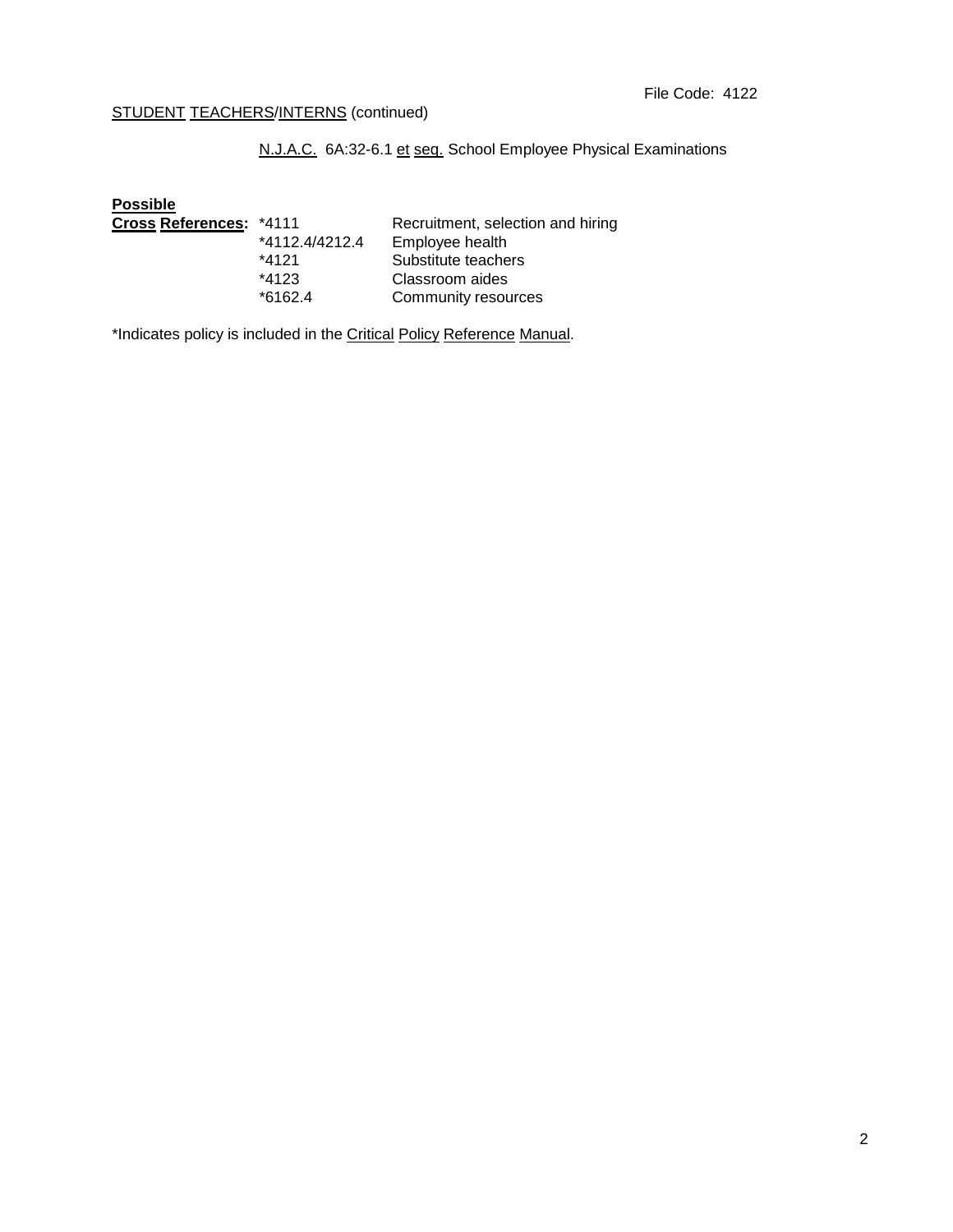N.J.A.C. 6A:32-6.1 et seq. School Employee Physical Examinations

**Possible Cross References:**

| | | |
|---|---|---|
| **Cross References:** | *4111 | Recruitment, selection and hiring |
| | *4112.4/4212.4 | Employee health |
| | *4121 | Substitute teachers |
| | *4123 | Classroom aides |
| | *6162.4 | Community resources |

*Indicates policy is included in the Critical Policy Reference Manual.